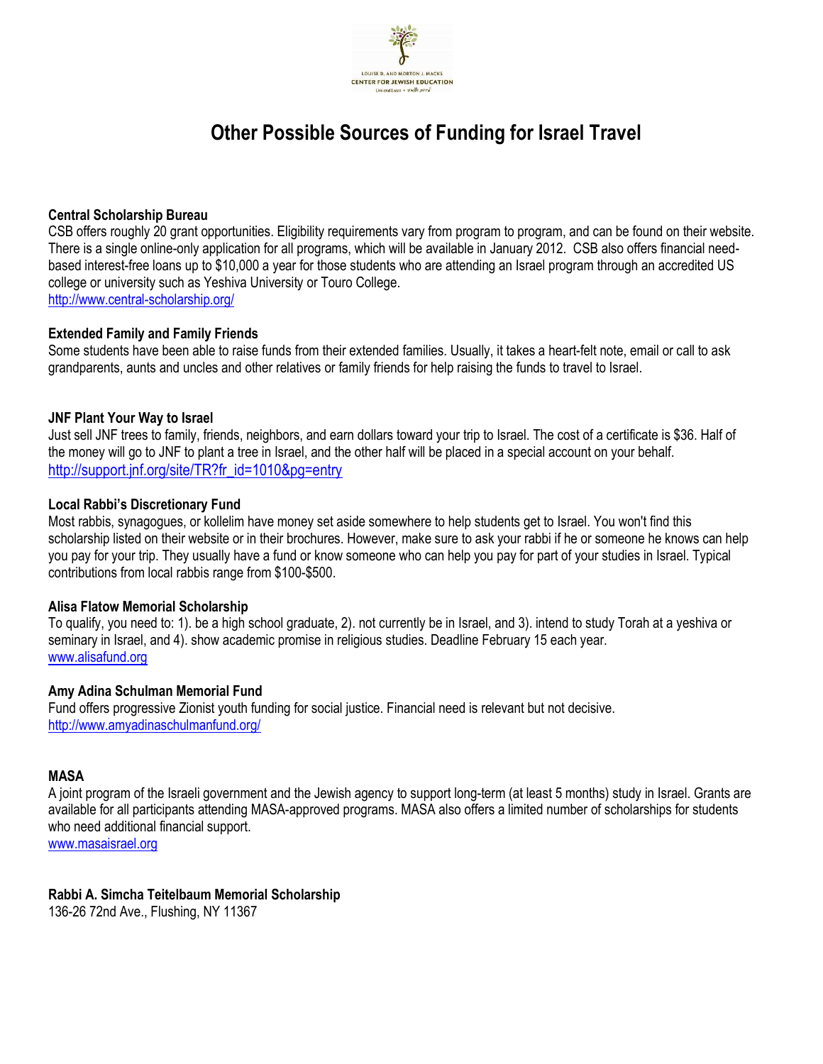LOUISE D. AND MORTON J. MACKS
CENTER FOR JEWISH EDUCATION

# Other Possible Sources of Funding for Israel Travel

**Central Scholarship Bureau**
CSB offers roughly 20 grant opportunities. Eligibility requirements vary from program to program, and can be found on their website. There is a single online-only application for all programs, which will be available in January 2012. CSB also offers financial need-based interest-free loans up to $10,000 a year for those students who are attending an Israel program through an accredited US college or university such as Yeshiva University or Touro College.
http://www.central-scholarship.org/

**Extended Family and Family Friends**
Some students have been able to raise funds from their extended families. Usually, it takes a heart-felt note, email or call to ask grandparents, aunts and uncles and other relatives or family friends for help raising the funds to travel to Israel.

**JNF Plant Your Way to Israel**
Just sell JNF trees to family, friends, neighbors, and earn dollars toward your trip to Israel. The cost of a certificate is $36. Half of the money will go to JNF to plant a tree in Israel, and the other half will be placed in a special account on your behalf.
http://support.jnf.org/site/TR?fr_id=1010&pg=entry

**Local Rabbi's Discretionary Fund**
Most rabbis, synagogues, or kollelim have money set aside somewhere to help students get to Israel. You won't find this scholarship listed on their website or in their brochures. However, make sure to ask your rabbi if he or someone he knows can help you pay for your trip. They usually have a fund or know someone who can help you pay for part of your studies in Israel. Typical contributions from local rabbis range from $100-$500.

**Alisa Flatow Memorial Scholarship**
To qualify, you need to: 1). be a high school graduate, 2). not currently be in Israel, and 3). intend to study Torah at a yeshiva or seminary in Israel, and 4). show academic promise in religious studies. Deadline February 15 each year.
www.alisafund.org

**Amy Adina Schulman Memorial Fund**
Fund offers progressive Zionist youth funding for social justice. Financial need is relevant but not decisive.
http://www.amyadinaschulmanfund.org/

**MASA**
A joint program of the Israeli government and the Jewish agency to support long-term (at least 5 months) study in Israel. Grants are available for all participants attending MASA-approved programs. MASA also offers a limited number of scholarships for students who need additional financial support.
www.masaisrael.org

**Rabbi A. Simcha Teitelbaum Memorial Scholarship**
136-26 72nd Ave., Flushing, NY 11367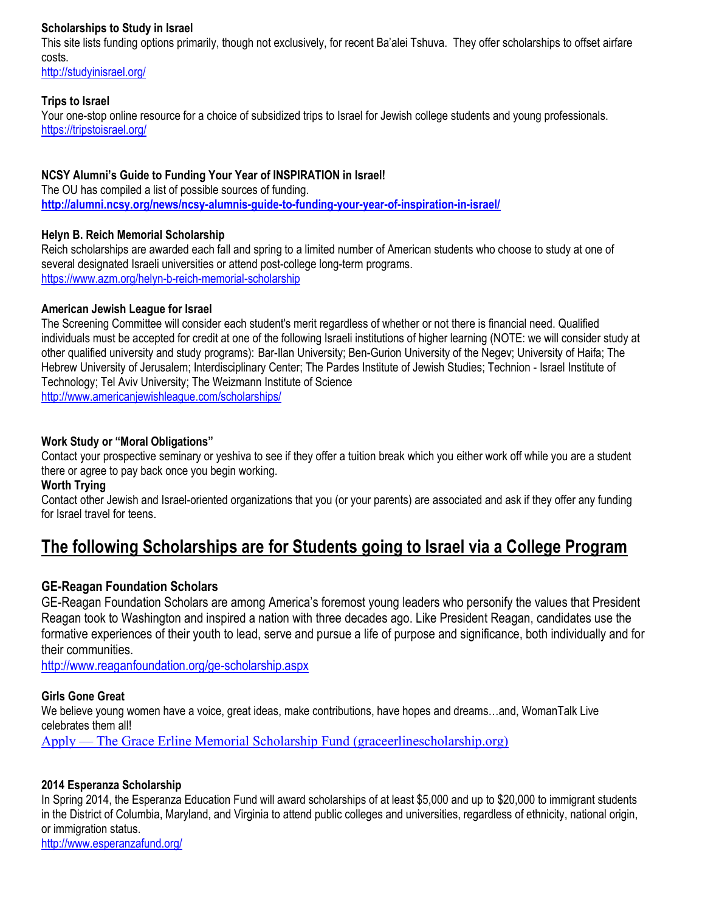**Scholarships to Study in Israel**
This site lists funding options primarily, though not exclusively, for recent Ba'alei Tshuva. They offer scholarships to offset airfare costs.
http://studyinisrael.org/

**Trips to Israel**
Your one-stop online resource for a choice of subsidized trips to Israel for Jewish college students and young professionals.
https://tripstoisrael.org/

**NCSY Alumni's Guide to Funding Your Year of INSPIRATION in Israel!**
The OU has compiled a list of possible sources of funding.
**http://alumni.ncsy.org/news/ncsy-alumnis-guide-to-funding-your-year-of-inspiration-in-israel/**

**Helyn B. Reich Memorial Scholarship**
Reich scholarships are awarded each fall and spring to a limited number of American students who choose to study at one of several designated Israeli universities or attend post-college long-term programs.
https://www.azm.org/helyn-b-reich-memorial-scholarship

**American Jewish League for Israel**
The Screening Committee will consider each student's merit regardless of whether or not there is financial need. Qualified individuals must be accepted for credit at one of the following Israeli institutions of higher learning (NOTE: we will consider study at other qualified university and study programs): Bar-Ilan University; Ben-Gurion University of the Negev; University of Haifa; The Hebrew University of Jerusalem; Interdisciplinary Center; The Pardes Institute of Jewish Studies; Technion - Israel Institute of Technology; Tel Aviv University; The Weizmann Institute of Science
http://www.americanjewishleague.com/scholarships/

**Work Study or "Moral Obligations"**
Contact your prospective seminary or yeshiva to see if they offer a tuition break which you either work off while you are a student there or agree to pay back once you begin working.

**Worth Trying**
Contact other Jewish and Israel-oriented organizations that you (or your parents) are associated and ask if they offer any funding for Israel travel for teens.

## The following Scholarships are for Students going to Israel via a College Program

### GE-Reagan Foundation Scholars
GE-Reagan Foundation Scholars are among America's foremost young leaders who personify the values that President Reagan took to Washington and inspired a nation with three decades ago. Like President Reagan, candidates use the formative experiences of their youth to lead, serve and pursue a life of purpose and significance, both individually and for their communities.
http://www.reaganfoundation.org/ge-scholarship.aspx

**Girls Gone Great**
We believe young women have a voice, great ideas, make contributions, have hopes and dreams…and, WomanTalk Live celebrates them all!
Apply — The Grace Erline Memorial Scholarship Fund (graceerlinescholarship.org)

**2014 Esperanza Scholarship**
In Spring 2014, the Esperanza Education Fund will award scholarships of at least $5,000 and up to $20,000 to immigrant students in the District of Columbia, Maryland, and Virginia to attend public colleges and universities, regardless of ethnicity, national origin, or immigration status.
http://www.esperanzafund.org/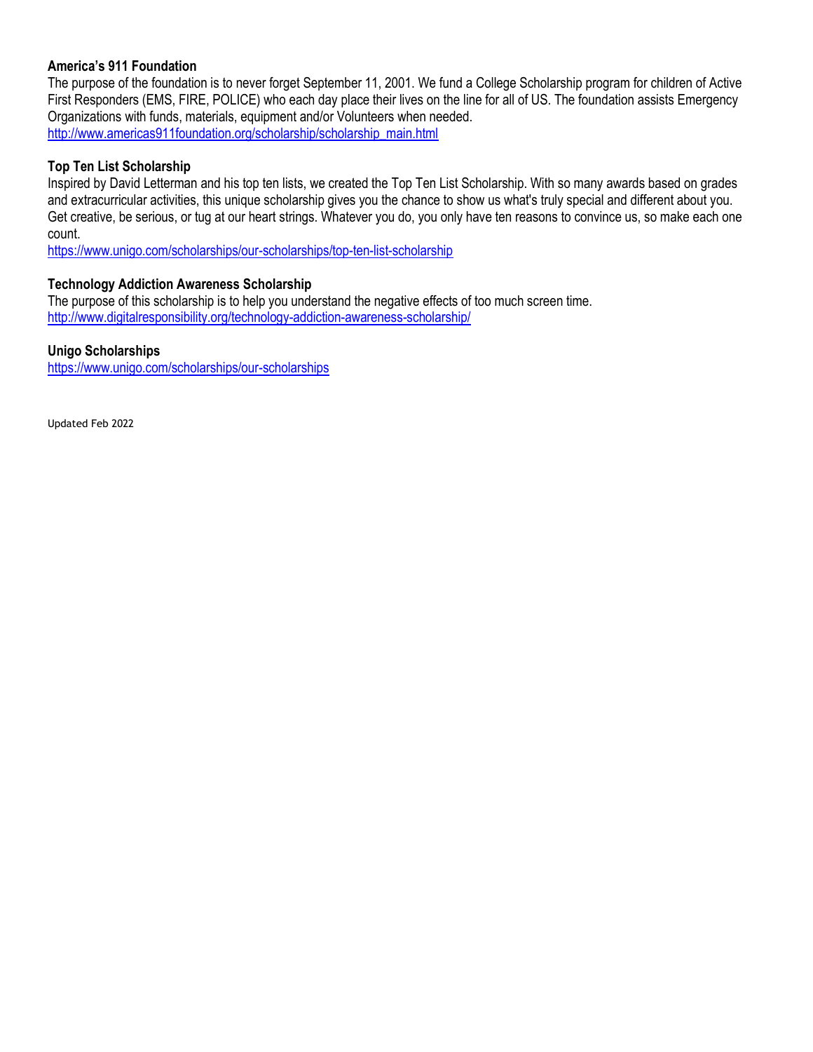**America's 911 Foundation**

The purpose of the foundation is to never forget September 11, 2001. We fund a College Scholarship program for children of Active First Responders (EMS, FIRE, POLICE) who each day place their lives on the line for all of US. The foundation assists Emergency Organizations with funds, materials, equipment and/or Volunteers when needed.
http://www.americas911foundation.org/scholarship/scholarship_main.html

**Top Ten List Scholarship**

Inspired by David Letterman and his top ten lists, we created the Top Ten List Scholarship. With so many awards based on grades and extracurricular activities, this unique scholarship gives you the chance to show us what's truly special and different about you. Get creative, be serious, or tug at our heart strings. Whatever you do, you only have ten reasons to convince us, so make each one count.
https://www.unigo.com/scholarships/our-scholarships/top-ten-list-scholarship

**Technology Addiction Awareness Scholarship**

The purpose of this scholarship is to help you understand the negative effects of too much screen time.
http://www.digitalresponsibility.org/technology-addiction-awareness-scholarship/

**Unigo Scholarships**

https://www.unigo.com/scholarships/our-scholarships

Updated Feb 2022